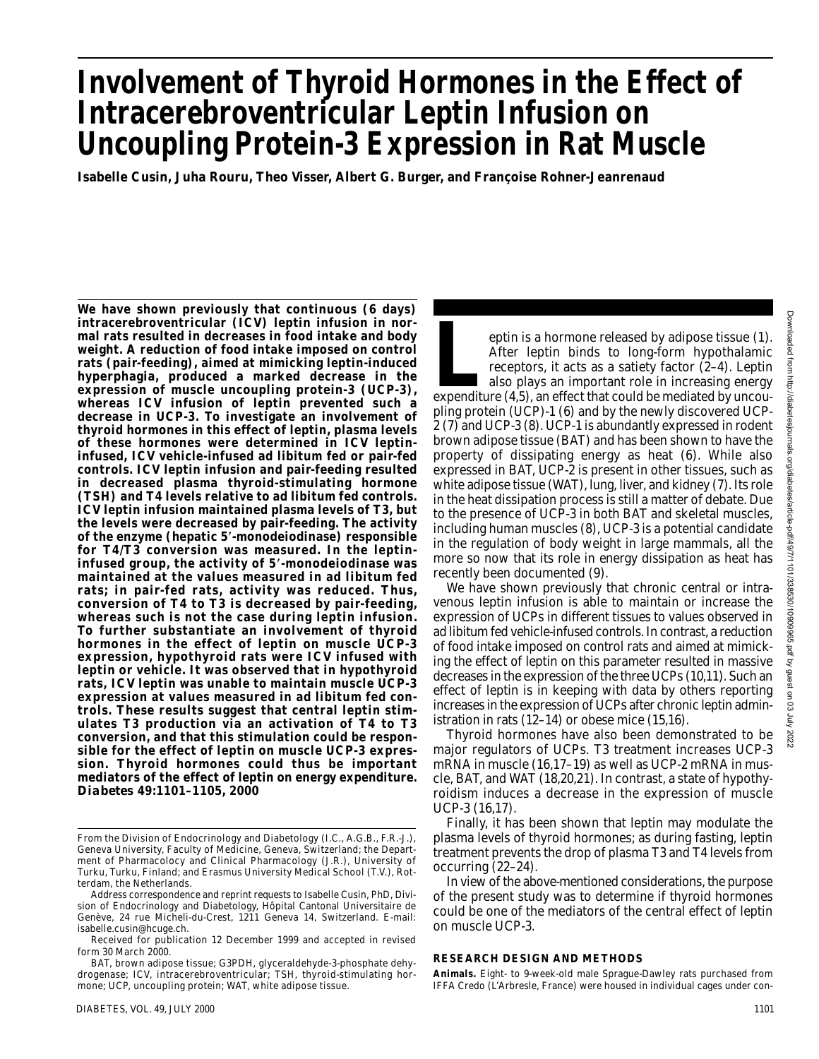# Involvement of Thyroid Hormones in the Effect of Intracerebroventricular Leptin Infusion on Uncoupling Protein-3 Expression in Rat Muscle

**Isabelle Cusin, Juha Rouru, Theo Visser, Albert G. Burger, and Françoise Rohner-Jeanrenaud**

**We have shown previously that continuous (6 days) intracerebroventricular (ICV) leptin infusion in normal rats resulted in decreases in food intake and body weight. A reduction of food intake imposed on control rats (pair-feeding), aimed at mimicking leptin-induced hyperphagia, produced a marked decrease in the expression of muscle uncoupling protein-3 (UCP-3), whereas ICV infusion of leptin prevented such a decrease in UCP-3. To investigate an involvement of thyroid hormones in this effect of leptin, plasma levels of these hormones were determined in ICV leptin-infused, ICV vehicle-infused ad libitum fed or pair-fed controls. ICV leptin infusion and pair-feeding resulted in decreased plasma thyroid-stimulating hormone (TSH) and T4 levels relative to ad libitum fed controls. ICV leptin infusion maintained plasma levels of T3, but the levels were decreased by pair-feeding. The activity of the enzyme (hepatic 5′-monodeiodinase) responsible for T4/T3 conversion was measured. In the leptin-infused group, the activity of 5′-monodeiodinase was maintained at the values measured in ad libitum fed rats; in pair-fed rats, activity was reduced. Thus, conversion of T4 to T3 is decreased by pair-feeding, whereas such is not the case during leptin infusion. To further substantiate an involvement of thyroid hormones in the effect of leptin on muscle UCP-3 expression, hypothyroid rats were ICV infused with leptin or vehicle. It was observed that in hypothyroid rats, ICV leptin was unable to maintain muscle UCP-3 expression at values measured in ad libitum fed controls. These results suggest that central leptin stimulates T3 production via an activation of T4 to T3 conversion, and that this stimulation could be responsible for the effect of leptin on muscle UCP-3 expression. Thyroid hormones could thus be important mediators of the effect of leptin on energy expenditure.** ***Diabetes*** **49:1101–1105, 2000**

From the Division of Endocrinology and Diabetology (I.C., A.G.B., F.R.-J.), Geneva University, Faculty of Medicine, Geneva, Switzerland; the Department of Pharmacolocy and Clinical Pharmacology (J.R.), University of Turku, Turku, Finland; and Erasmus University Medical School (T.V.), Rotterdam, the Netherlands.

Address correspondence and reprint requests to Isabelle Cusin, PhD, Division of Endocrinology and Diabetology, Hôpital Cantonal Universitaire de Genève, 24 rue Micheli-du-Crest, 1211 Geneva 14, Switzerland. E-mail: isabelle.cusin@hcuge.ch.

Received for publication 12 December 1999 and accepted in revised form 30 March 2000.

BAT, brown adipose tissue; G3PDH, glyceraldehyde-3-phosphate dehydrogenase; ICV, intracerebroventricular; TSH, thyroid-stimulating hormone; UCP, uncoupling protein; WAT, white adipose tissue.

Leptin is a hormone released by adipose tissue (1). After leptin binds to long-form hypothalamic receptors, it acts as a satiety factor (2–4). Leptin also plays an important role in increasing energy expenditure (4,5), an effect that could be mediated by uncoupling protein (UCP)-1 (6) and by the newly discovered UCP-2 (7) and UCP-3 (8). UCP-1 is abundantly expressed in rodent brown adipose tissue (BAT) and has been shown to have the property of dissipating energy as heat (6). While also expressed in BAT, UCP-2 is present in other tissues, such as white adipose tissue (WAT), lung, liver, and kidney (7). Its role in the heat dissipation process is still a matter of debate. Due to the presence of UCP-3 in both BAT and skeletal muscles, including human muscles (8), UCP-3 is a potential candidate in the regulation of body weight in large mammals, all the more so now that its role in energy dissipation as heat has recently been documented (9).

We have shown previously that chronic central or intravenous leptin infusion is able to maintain or increase the expression of UCPs in different tissues to values observed in ad libitum fed vehicle-infused controls. In contrast, a reduction of food intake imposed on control rats and aimed at mimicking the effect of leptin on this parameter resulted in massive decreases in the expression of the three UCPs (10,11). Such an effect of leptin is in keeping with data by others reporting increases in the expression of UCPs after chronic leptin administration in rats (12–14) or obese mice (15,16).

Thyroid hormones have also been demonstrated to be major regulators of UCPs. T3 treatment increases UCP-3 mRNA in muscle (16,17–19) as well as UCP-2 mRNA in muscle, BAT, and WAT (18,20,21). In contrast, a state of hypothyroidism induces a decrease in the expression of muscle UCP-3 (16,17).

Finally, it has been shown that leptin may modulate the plasma levels of thyroid hormones; as during fasting, leptin treatment prevents the drop of plasma T3 and T4 levels from occurring (22–24).

In view of the above-mentioned considerations, the purpose of the present study was to determine if thyroid hormones could be one of the mediators of the central effect of leptin on muscle UCP-3.

## RESEARCH DESIGN AND METHODS

**Animals.** Eight- to 9-week-old male Sprague-Dawley rats purchased from IFFA Credo (L'Arbresle, France) were housed in individual cages under con-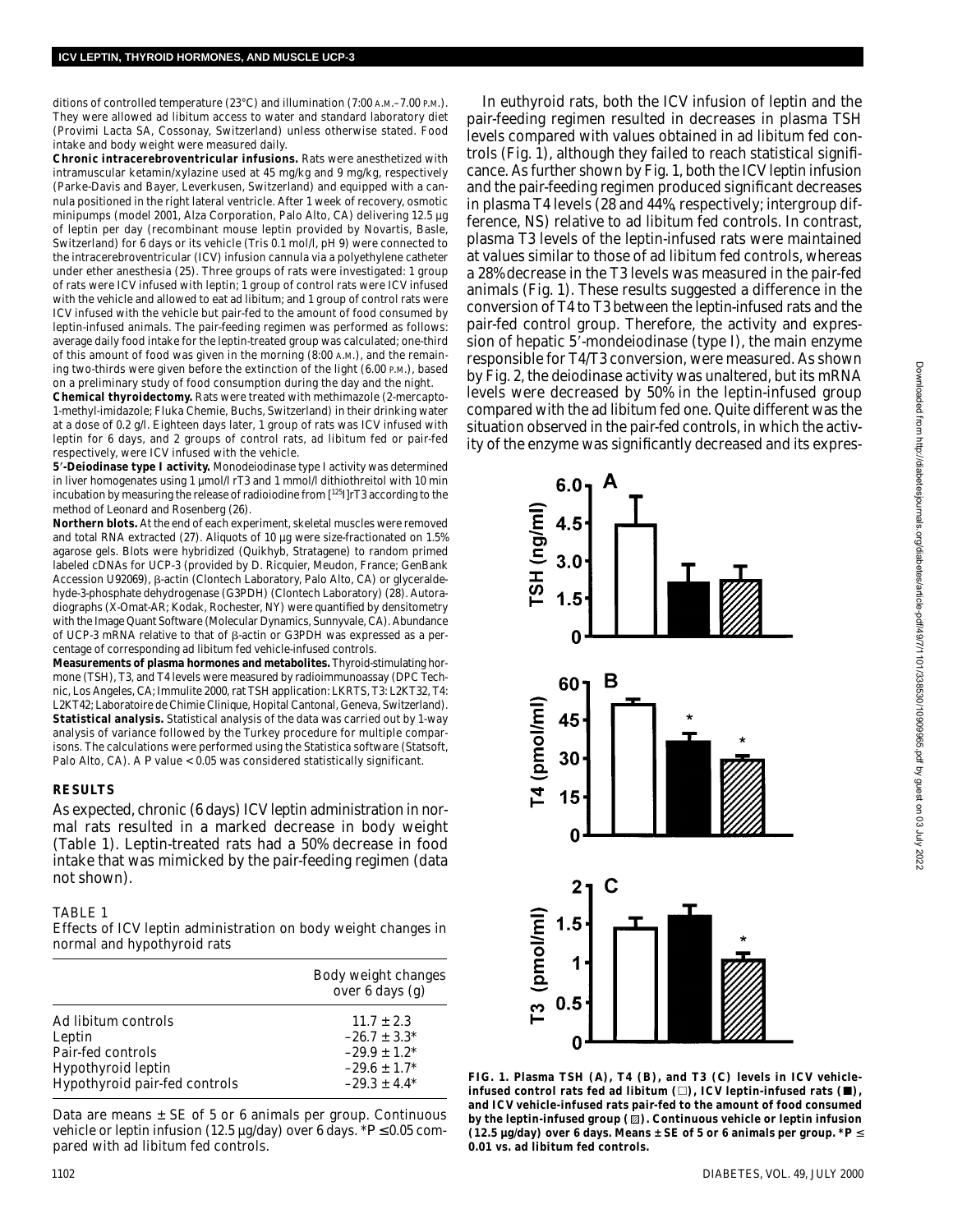ditions of controlled temperature (23°C) and illumination (7:00 A.M.–7.00 P.M.). They were allowed ad libitum access to water and standard laboratory diet (Provimi Lacta SA, Cossonay, Switzerland) unless otherwise stated. Food intake and body weight were measured daily.

**Chronic intracerebroventricular infusions.** Rats were anesthetized with intramuscular ketamin/xylazine used at 45 mg/kg and 9 mg/kg, respectively (Parke-Davis and Bayer, Leverkusen, Switzerland) and equipped with a cannula positioned in the right lateral ventricle. After 1 week of recovery, osmotic minipumps (model 2001, Alza Corporation, Palo Alto, CA) delivering 12.5 µg of leptin per day (recombinant mouse leptin provided by Novartis, Basle, Switzerland) for 6 days or its vehicle (Tris 0.1 mol/l, pH 9) were connected to the intracerebroventricular (ICV) infusion cannula via a polyethylene catheter under ether anesthesia (25). Three groups of rats were investigated: 1 group of rats were ICV infused with leptin; 1 group of control rats were ICV infused with the vehicle and allowed to eat ad libitum; and 1 group of control rats were ICV infused with the vehicle but pair-fed to the amount of food consumed by leptin-infused animals. The pair-feeding regimen was performed as follows: average daily food intake for the leptin-treated group was calculated; one-third of this amount of food was given in the morning (8:00 A.M.), and the remaining two-thirds were given before the extinction of the light (6.00 P.M.), based on a preliminary study of food consumption during the day and the night.

**Chemical thyroidectomy.** Rats were treated with methimazole (2-mercapto-1-methyl-imidazole; Fluka Chemie, Buchs, Switzerland) in their drinking water at a dose of 0.2 g/l. Eighteen days later, 1 group of rats was ICV infused with leptin for 6 days, and 2 groups of control rats, ad libitum fed or pair-fed respectively, were ICV infused with the vehicle.

**5′-Deiodinase type I activity.** Monodeiodinase type I activity was determined in liver homogenates using 1 µmol/l rT3 and 1 mmol/l dithiothreitol with 10 min incubation by measuring the release of radioiodine from [$^{125}$I]rT3 according to the method of Leonard and Rosenberg (26).

**Northern blots.** At the end of each experiment, skeletal muscles were removed and total RNA extracted (27). Aliquots of 10 µg were size-fractionated on 1.5% agarose gels. Blots were hybridized (Quikhyb, Stratagene) to random primed labeled cDNAs for UCP-3 (provided by D. Ricquier, Meudon, France; GenBank Accession U92069), β-actin (Clontech Laboratory, Palo Alto, CA) or glyceraldehyde-3-phosphate dehydrogenase (G3PDH) (Clontech Laboratory) (28). Autoradiographs (X-Omat-AR; Kodak, Rochester, NY) were quantified by densitometry with the Image Quant Software (Molecular Dynamics, Sunnyvale, CA). Abundance of UCP-3 mRNA relative to that of β-actin or G3PDH was expressed as a percentage of corresponding ad libitum fed vehicle-infused controls.

**Measurements of plasma hormones and metabolites.** Thyroid-stimulating hormone (TSH), T3, and T4 levels were measured by radioimmunoassay (DPC Technic, Los Angeles, CA; Immulite 2000, rat TSH application: LKRTS, T3: L2KT32, T4: L2KT42; Laboratoire de Chimie Clinique, Hopital Cantonal, Geneva, Switzerland).

**Statistical analysis.** Statistical analysis of the data was carried out by 1-way analysis of variance followed by the Turkey procedure for multiple comparisons. The calculations were performed using the Statistica software (Statsoft, Palo Alto, CA). A $P$ value < 0.05 was considered statistically significant.

## RESULTS

As expected, chronic (6 days) ICV leptin administration in normal rats resulted in a marked decrease in body weight (Table 1). Leptin-treated rats had a 50% decrease in food intake that was mimicked by the pair-feeding regimen (data not shown).

TABLE 1
Effects of ICV leptin administration on body weight changes in normal and hypothyroid rats

| | Body weight changes over 6 days (g) |
|---|---|
| Ad libitum controls | 11.7 ± 2.3 |
| Leptin | −26.7 ± 3.3* |
| Pair-fed controls | −29.9 ± 1.2* |
| Hypothyroid leptin | −29.6 ± 1.7* |
| Hypothyroid pair-fed controls | −29.3 ± 4.4* |

Data are means ± SE of 5 or 6 animals per group. Continuous vehicle or leptin infusion (12.5 µg/day) over 6 days. *$P \leq 0.05$ compared with ad libitum fed controls.

In euthyroid rats, both the ICV infusion of leptin and the pair-feeding regimen resulted in decreases in plasma TSH levels compared with values obtained in ad libitum fed controls (Fig. 1), although they failed to reach statistical significance. As further shown by Fig. 1, both the ICV leptin infusion and the pair-feeding regimen produced significant decreases in plasma T4 levels (28 and 44%, respectively; intergroup difference, NS) relative to ad libitum fed controls. In contrast, plasma T3 levels of the leptin-infused rats were maintained at values similar to those of ad libitum fed controls, whereas a 28% decrease in the T3 levels was measured in the pair-fed animals (Fig. 1). These results suggested a difference in the conversion of T4 to T3 between the leptin-infused rats and the pair-fed control group. Therefore, the activity and expression of hepatic 5′-mondeiodinase (type I), the main enzyme responsible for T4/T3 conversion, were measured. As shown by Fig. 2, the deiodinase activity was unaltered, but its mRNA levels were decreased by 50% in the leptin-infused group compared with the ad libitum fed one. Quite different was the situation observed in the pair-fed controls, in which the activity of the enzyme was significantly decreased and its expres-

**FIG. 1. Plasma TSH (A), T4 (B), and T3 (C) levels in ICV vehicle-infused control rats fed ad libitum (□), ICV leptin-infused rats (■), and ICV vehicle-infused rats pair-fed to the amount of food consumed by the leptin-infused group (▨). Continuous vehicle or leptin infusion (12.5 µg/day) over 6 days. Means ± SE of 5 or 6 animals per group. *$P \leq 0.01$ vs. ad libitum fed controls.**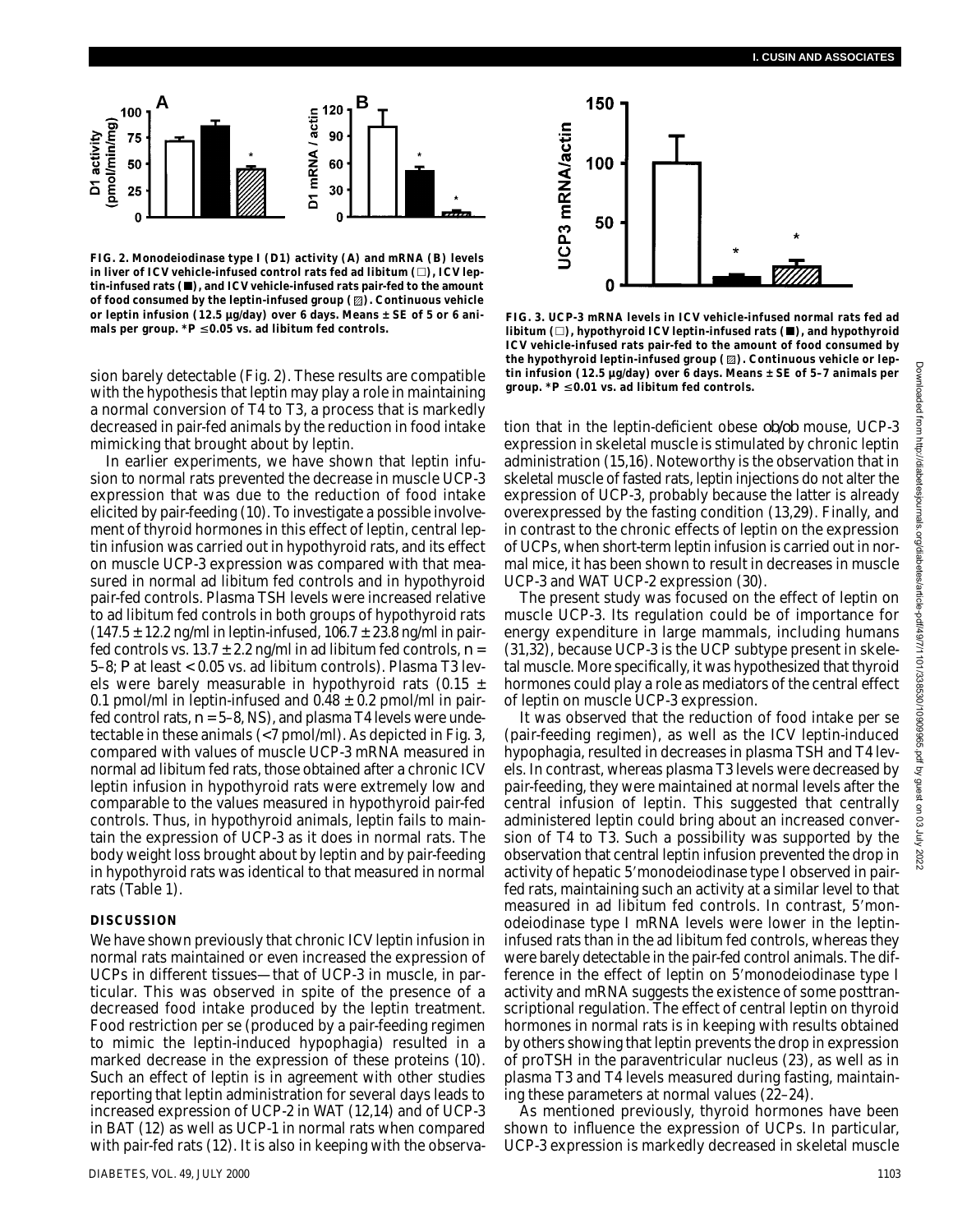FIG. 2. Monodeiodinase type I (D1) activity (A) and mRNA (B) levels in liver of ICV vehicle-infused control rats fed ad libitum (□), ICV leptin-infused rats (■), and ICV vehicle-infused rats pair-fed to the amount of food consumed by the leptin-infused group (▨). Continuous vehicle or leptin infusion (12.5 µg/day) over 6 days. Means ± SE of 5 or 6 animals per group. \*$P \leq 0.05$ vs. ad libitum fed controls.

sion barely detectable (Fig. 2). These results are compatible with the hypothesis that leptin may play a role in maintaining a normal conversion of T4 to T3, a process that is markedly decreased in pair-fed animals by the reduction in food intake mimicking that brought about by leptin.

In earlier experiments, we have shown that leptin infusion to normal rats prevented the decrease in muscle UCP-3 expression that was due to the reduction of food intake elicited by pair-feeding (10). To investigate a possible involvement of thyroid hormones in this effect of leptin, central leptin infusion was carried out in hypothyroid rats, and its effect on muscle UCP-3 expression was compared with that measured in normal ad libitum fed controls and in hypothyroid pair-fed controls. Plasma TSH levels were increased relative to ad libitum fed controls in both groups of hypothyroid rats (147.5 ± 12.2 ng/ml in leptin-infused, 106.7 ± 23.8 ng/ml in pair-fed controls vs. 13.7 ± 2.2 ng/ml in ad libitum fed controls, *n* = 5–8; *P* at least < 0.05 vs. ad libitum controls). Plasma T3 levels were barely measurable in hypothyroid rats (0.15 ± 0.1 pmol/ml in leptin-infused and 0.48 ± 0.2 pmol/ml in pair-fed control rats, *n* = 5–8, NS), and plasma T4 levels were undetectable in these animals (<7 pmol/ml). As depicted in Fig. 3, compared with values of muscle UCP-3 mRNA measured in normal ad libitum fed rats, those obtained after a chronic ICV leptin infusion in hypothyroid rats were extremely low and comparable to the values measured in hypothyroid pair-fed controls. Thus, in hypothyroid animals, leptin fails to maintain the expression of UCP-3 as it does in normal rats. The body weight loss brought about by leptin and by pair-feeding in hypothyroid rats was identical to that measured in normal rats (Table 1).

## DISCUSSION

We have shown previously that chronic ICV leptin infusion in normal rats maintained or even increased the expression of UCPs in different tissues—that of UCP-3 in muscle, in particular. This was observed in spite of the presence of a decreased food intake produced by the leptin treatment. Food restriction per se (produced by a pair-feeding regimen to mimic the leptin-induced hypophagia) resulted in a marked decrease in the expression of these proteins (10). Such an effect of leptin is in agreement with other studies reporting that leptin administration for several days leads to increased expression of UCP-2 in WAT (12,14) and of UCP-3 in BAT (12) as well as UCP-1 in normal rats when compared with pair-fed rats (12). It is also in keeping with the observation that in the leptin-deficient obese *ob/ob* mouse, UCP-3 expression in skeletal muscle is stimulated by chronic leptin administration (15,16). Noteworthy is the observation that in skeletal muscle of fasted rats, leptin injections do not alter the expression of UCP-3, probably because the latter is already overexpressed by the fasting condition (13,29). Finally, and in contrast to the chronic effects of leptin on the expression of UCPs, when short-term leptin infusion is carried out in normal mice, it has been shown to result in decreases in muscle UCP-3 and WAT UCP-2 expression (30).

FIG. 3. UCP-3 mRNA levels in ICV vehicle-infused normal rats fed ad libitum (□), hypothyroid ICV leptin-infused rats (■), and hypothyroid ICV vehicle-infused rats pair-fed to the amount of food consumed by the hypothyroid leptin-infused group (▨). Continuous vehicle or leptin infusion (12.5 µg/day) over 6 days. Means ± SE of 5–7 animals per group. \*$P \leq 0.01$ vs. ad libitum fed controls.

The present study was focused on the effect of leptin on muscle UCP-3. Its regulation could be of importance for energy expenditure in large mammals, including humans (31,32), because UCP-3 is the UCP subtype present in skeletal muscle. More specifically, it was hypothesized that thyroid hormones could play a role as mediators of the central effect of leptin on muscle UCP-3 expression.

It was observed that the reduction of food intake per se (pair-feeding regimen), as well as the ICV leptin-induced hypophagia, resulted in decreases in plasma TSH and T4 levels. In contrast, whereas plasma T3 levels were decreased by pair-feeding, they were maintained at normal levels after the central infusion of leptin. This suggested that centrally administered leptin could bring about an increased conversion of T4 to T3. Such a possibility was supported by the observation that central leptin infusion prevented the drop in activity of hepatic 5′monodeiodinase type I observed in pair-fed rats, maintaining such an activity at a similar level to that measured in ad libitum fed controls. In contrast, 5′monodeiodinase type I mRNA levels were lower in the leptin-infused rats than in the ad libitum fed controls, whereas they were barely detectable in the pair-fed control animals. The difference in the effect of leptin on 5′monodeiodinase type I activity and mRNA suggests the existence of some posttranscriptional regulation. The effect of central leptin on thyroid hormones in normal rats is in keeping with results obtained by others showing that leptin prevents the drop in expression of proTSH in the paraventricular nucleus (23), as well as in plasma T3 and T4 levels measured during fasting, maintaining these parameters at normal values (22–24).

As mentioned previously, thyroid hormones have been shown to influence the expression of UCPs. In particular, UCP-3 expression is markedly decreased in skeletal muscle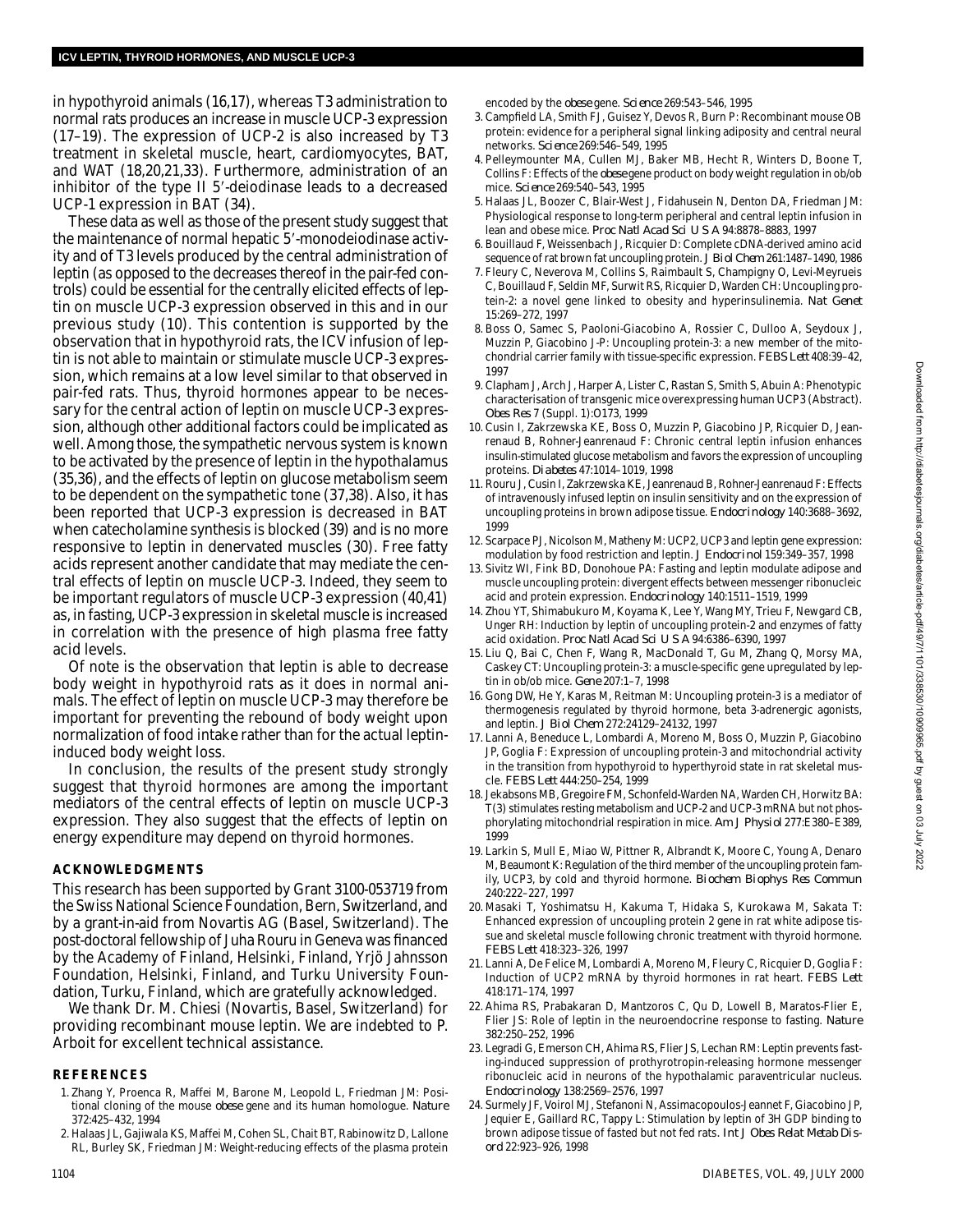in hypothyroid animals (16,17), whereas T3 administration to normal rats produces an increase in muscle UCP-3 expression (17–19). The expression of UCP-2 is also increased by T3 treatment in skeletal muscle, heart, cardiomyocytes, BAT, and WAT (18,20,21,33). Furthermore, administration of an inhibitor of the type II 5′-deiodinase leads to a decreased UCP-1 expression in BAT (34).

These data as well as those of the present study suggest that the maintenance of normal hepatic 5′-monodeiodinase activity and of T3 levels produced by the central administration of leptin (as opposed to the decreases thereof in the pair-fed controls) could be essential for the centrally elicited effects of leptin on muscle UCP-3 expression observed in this and in our previous study (10). This contention is supported by the observation that in hypothyroid rats, the ICV infusion of leptin is not able to maintain or stimulate muscle UCP-3 expression, which remains at a low level similar to that observed in pair-fed rats. Thus, thyroid hormones appear to be necessary for the central action of leptin on muscle UCP-3 expression, although other additional factors could be implicated as well. Among those, the sympathetic nervous system is known to be activated by the presence of leptin in the hypothalamus (35,36), and the effects of leptin on glucose metabolism seem to be dependent on the sympathetic tone (37,38). Also, it has been reported that UCP-3 expression is decreased in BAT when catecholamine synthesis is blocked (39) and is no more responsive to leptin in denervated muscles (30). Free fatty acids represent another candidate that may mediate the central effects of leptin on muscle UCP-3. Indeed, they seem to be important regulators of muscle UCP-3 expression (40,41) as, in fasting, UCP-3 expression in skeletal muscle is increased in correlation with the presence of high plasma free fatty acid levels.

Of note is the observation that leptin is able to decrease body weight in hypothyroid rats as it does in normal animals. The effect of leptin on muscle UCP-3 may therefore be important for preventing the rebound of body weight upon normalization of food intake rather than for the actual leptin-induced body weight loss.

In conclusion, the results of the present study strongly suggest that thyroid hormones are among the important mediators of the central effects of leptin on muscle UCP-3 expression. They also suggest that the effects of leptin on energy expenditure may depend on thyroid hormones.

## ACKNOWLEDGMENTS

This research has been supported by Grant 3100-053719 from the Swiss National Science Foundation, Bern, Switzerland, and by a grant-in-aid from Novartis AG (Basel, Switzerland). The post-doctoral fellowship of Juha Rouru in Geneva was financed by the Academy of Finland, Helsinki, Finland, Yrjö Jahnsson Foundation, Helsinki, Finland, and Turku University Foundation, Turku, Finland, which are gratefully acknowledged.

We thank Dr. M. Chiesi (Novartis, Basel, Switzerland) for providing recombinant mouse leptin. We are indebted to P. Arboit for excellent technical assistance.

## REFERENCES

1. Zhang Y, Proenca R, Maffei M, Barone M, Leopold L, Friedman JM: Positional cloning of the mouse *obese* gene and its human homologue. *Nature* 372:425–432, 1994
2. Halaas JL, Gajiwala KS, Maffei M, Cohen SL, Chait BT, Rabinowitz D, Lallone RL, Burley SK, Friedman JM: Weight-reducing effects of the plasma protein encoded by the *obese* gene. *Science* 269:543–546, 1995
3. Campfield LA, Smith FJ, Guisez Y, Devos R, Burn P: Recombinant mouse OB protein: evidence for a peripheral signal linking adiposity and central neural networks. *Science* 269:546–549, 1995
4. Pelleymounter MA, Cullen MJ, Baker MB, Hecht R, Winters D, Boone T, Collins F: Effects of the *obese* gene product on body weight regulation in ob/ob mice. *Science* 269:540–543, 1995
5. Halaas JL, Boozer C, Blair-West J, Fidahusein N, Denton DA, Friedman JM: Physiological response to long-term peripheral and central leptin infusion in lean and obese mice. *Proc Natl Acad Sci U S A* 94:8878–8883, 1997
6. Bouillaud F, Weissenbach J, Ricquier D: Complete cDNA-derived amino acid sequence of rat brown fat uncoupling protein. *J Biol Chem* 261:1487–1490, 1986
7. Fleury C, Neverova M, Collins S, Raimbault S, Champigny O, Levi-Meyrueis C, Bouillaud F, Seldin MF, Surwit RS, Ricquier D, Warden CH: Uncoupling protein-2: a novel gene linked to obesity and hyperinsulinemia. *Nat Genet* 15:269–272, 1997
8. Boss O, Samec S, Paoloni-Giacobino A, Rossier C, Dulloo A, Seydoux J, Muzzin P, Giacobino J-P: Uncoupling protein-3: a new member of the mitochondrial carrier family with tissue-specific expression. *FEBS Lett* 408:39–42, 1997
9. Clapham J, Arch J, Harper A, Lister C, Rastan S, Smith S, Abuin A: Phenotypic characterisation of transgenic mice overexpressing human UCP3 (Abstract). *Obes Res* 7 (Suppl. 1):O173, 1999
10. Cusin I, Zakrzewska KE, Boss O, Muzzin P, Giacobino JP, Ricquier D, Jeanrenaud B, Rohner-Jeanrenaud F: Chronic central leptin infusion enhances insulin-stimulated glucose metabolism and favors the expression of uncoupling proteins. *Diabetes* 47:1014–1019, 1998
11. Rouru J, Cusin I, Zakrzewska KE, Jeanrenaud B, Rohner-Jeanrenaud F: Effects of intravenously infused leptin on insulin sensitivity and on the expression of uncoupling proteins in brown adipose tissue. *Endocrinology* 140:3688–3692, 1999
12. Scarpace PJ, Nicolson M, Matheny M: UCP2, UCP3 and leptin gene expression: modulation by food restriction and leptin. *J Endocrinol* 159:349–357, 1998
13. Sivitz WI, Fink BD, Donohoue PA: Fasting and leptin modulate adipose and muscle uncoupling protein: divergent effects between messenger ribonucleic acid and protein expression. *Endocrinology* 140:1511–1519, 1999
14. Zhou YT, Shimabukuro M, Koyama K, Lee Y, Wang MY, Trieu F, Newgard CB, Unger RH: Induction by leptin of uncoupling protein-2 and enzymes of fatty acid oxidation. *Proc Natl Acad Sci U S A* 94:6386–6390, 1997
15. Liu Q, Bai C, Chen F, Wang R, MacDonald T, Gu M, Zhang Q, Morsy MA, Caskey CT: Uncoupling protein-3: a muscle-specific gene upregulated by leptin in ob/ob mice. *Gene* 207:1–7, 1998
16. Gong DW, He Y, Karas M, Reitman M: Uncoupling protein-3 is a mediator of thermogenesis regulated by thyroid hormone, beta 3-adrenergic agonists, and leptin. *J Biol Chem* 272:24129–24132, 1997
17. Lanni A, Beneduce L, Lombardi A, Moreno M, Boss O, Muzzin P, Giacobino JP, Goglia F: Expression of uncoupling protein-3 and mitochondrial activity in the transition from hypothyroid to hyperthyroid state in rat skeletal muscle. *FEBS Lett* 444:250–254, 1999
18. Jekabsons MB, Gregoire FM, Schonfeld-Warden NA, Warden CH, Horwitz BA: T(3) stimulates resting metabolism and UCP-2 and UCP-3 mRNA but not phosphorylating mitochondrial respiration in mice. *Am J Physiol* 277:E380–E389, 1999
19. Larkin S, Mull E, Miao W, Pittner R, Albrandt K, Moore C, Young A, Denaro M, Beaumont K: Regulation of the third member of the uncoupling protein family, UCP3, by cold and thyroid hormone. *Biochem Biophys Res Commun* 240:222–227, 1997
20. Masaki T, Yoshimatsu H, Kakuma T, Hidaka S, Kurokawa M, Sakata T: Enhanced expression of uncoupling protein 2 gene in rat white adipose tissue and skeletal muscle following chronic treatment with thyroid hormone. *FEBS Lett* 418:323–326, 1997
21. Lanni A, De Felice M, Lombardi A, Moreno M, Fleury C, Ricquier D, Goglia F: Induction of UCP2 mRNA by thyroid hormones in rat heart. *FEBS Lett* 418:171–174, 1997
22. Ahima RS, Prabakaran D, Mantzoros C, Qu D, Lowell B, Maratos-Flier E, Flier JS: Role of leptin in the neuroendocrine response to fasting. *Nature* 382:250–252, 1996
23. Legradi G, Emerson CH, Ahima RS, Flier JS, Lechan RM: Leptin prevents fasting-induced suppression of prothyrotropin-releasing hormone messenger ribonucleic acid in neurons of the hypothalamic paraventricular nucleus. *Endocrinology* 138:2569–2576, 1997
24. Surmely JF, Voirol MJ, Stefanoni N, Assimacopoulos-Jeannet F, Giacobino JP, Jequier E, Gaillard RC, Tappy L: Stimulation by leptin of 3H GDP binding to brown adipose tissue of fasted but not fed rats. *Int J Obes Relat Metab Disord* 22:923–926, 1998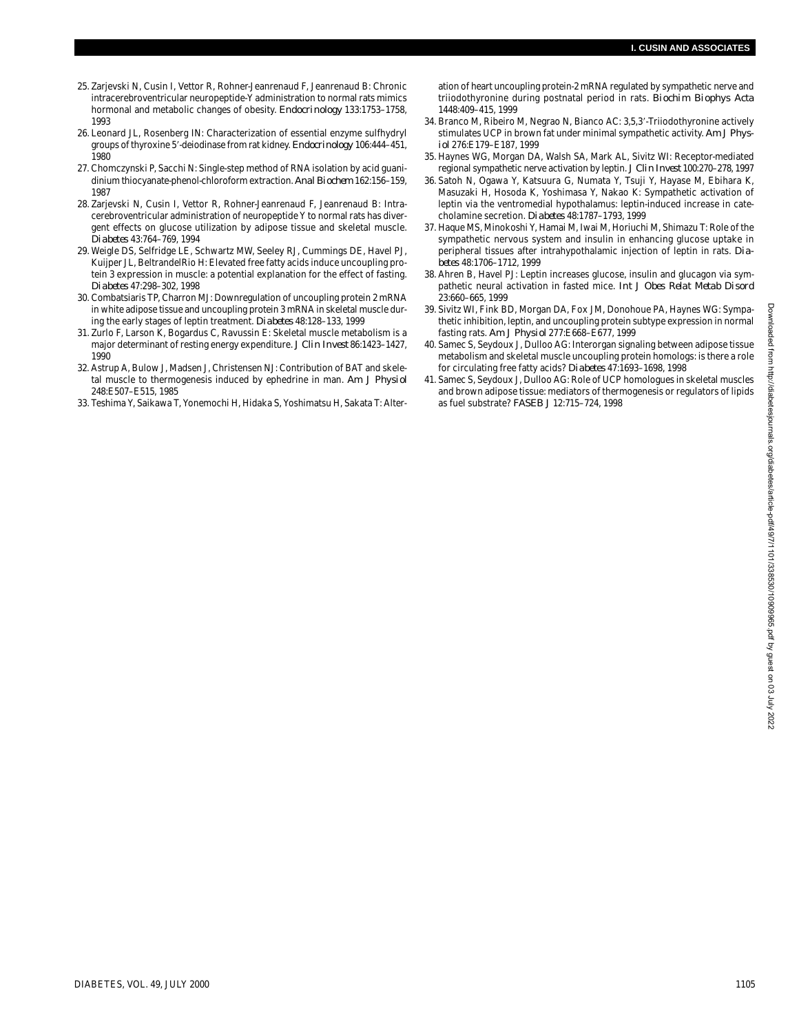25. Zarjevski N, Cusin I, Vettor R, Rohner-Jeanrenaud F, Jeanrenaud B: Chronic intracerebroventricular neuropeptide-Y administration to normal rats mimics hormonal and metabolic changes of obesity. *Endocrinology* 133:1753–1758, 1993
26. Leonard JL, Rosenberg IN: Characterization of essential enzyme sulfhydryl groups of thyroxine 5′-deiodinase from rat kidney. *Endocrinology* 106:444–451, 1980
27. Chomczynski P, Sacchi N: Single-step method of RNA isolation by acid guanidinium thiocyanate-phenol-chloroform extraction. *Anal Biochem* 162:156–159, 1987
28. Zarjevski N, Cusin I, Vettor R, Rohner-Jeanrenaud F, Jeanrenaud B: Intracerebroventricular administration of neuropeptide Y to normal rats has divergent effects on glucose utilization by adipose tissue and skeletal muscle. *Diabetes* 43:764–769, 1994
29. Weigle DS, Selfridge LE, Schwartz MW, Seeley RJ, Cummings DE, Havel PJ, Kuijper JL, BeltrandelRio H: Elevated free fatty acids induce uncoupling protein 3 expression in muscle: a potential explanation for the effect of fasting. *Diabetes* 47:298–302, 1998
30. Combatsiaris TP, Charron MJ: Downregulation of uncoupling protein 2 mRNA in white adipose tissue and uncoupling protein 3 mRNA in skeletal muscle during the early stages of leptin treatment. *Diabetes* 48:128–133, 1999
31. Zurlo F, Larson K, Bogardus C, Ravussin E: Skeletal muscle metabolism is a major determinant of resting energy expenditure. *J Clin Invest* 86:1423–1427, 1990
32. Astrup A, Bulow J, Madsen J, Christensen NJ: Contribution of BAT and skeletal muscle to thermogenesis induced by ephedrine in man. *Am J Physiol* 248:E507–E515, 1985
33. Teshima Y, Saikawa T, Yonemochi H, Hidaka S, Yoshimatsu H, Sakata T: Alteration of heart uncoupling protein-2 mRNA regulated by sympathetic nerve and triiodothyronine during postnatal period in rats. *Biochim Biophys Acta* 1448:409–415, 1999
34. Branco M, Ribeiro M, Negrao N, Bianco AC: 3,5,3′-Triiodothyronine actively stimulates UCP in brown fat under minimal sympathetic activity. *Am J Physiol* 276:E179–E187, 1999
35. Haynes WG, Morgan DA, Walsh SA, Mark AL, Sivitz WI: Receptor-mediated regional sympathetic nerve activation by leptin. *J Clin Invest* 100:270–278, 1997
36. Satoh N, Ogawa Y, Katsuura G, Numata Y, Tsuji T, Hayase M, Ebihara K, Masuzaki H, Hosoda K, Yoshimasa Y, Nakao K: Sympathetic activation of leptin via the ventromedial hypothalamus: leptin-induced increase in catecholamine secretion. *Diabetes* 48:1787–1793, 1999
37. Haque MS, Minokoshi Y, Hamai M, Iwai M, Horiuchi M, Shimazu T: Role of the sympathetic nervous system and insulin in enhancing glucose uptake in peripheral tissues after intrahypothalamic injection of leptin in rats. *Diabetes* 48:1706–1712, 1999
38. Ahren B, Havel PJ: Leptin increases glucose, insulin and glucagon via sympathetic neural activation in fasted mice. *Int J Obes Relat Metab Disord* 23:660–665, 1999
39. Sivitz WI, Fink BD, Morgan DA, Fox JM, Donohoue PA, Haynes WG: Sympathetic inhibition, leptin, and uncoupling protein subtype expression in normal fasting rats. *Am J Physiol* 277:E668–E677, 1999
40. Samec S, Seydoux J, Dulloo AG: Interorgan signaling between adipose tissue metabolism and skeletal muscle uncoupling protein homologs: is there a role for circulating free fatty acids? *Diabetes* 47:1693–1698, 1998
41. Samec S, Seydoux J, Dulloo AG: Role of UCP homologues in skeletal muscles and brown adipose tissue: mediators of thermogenesis or regulators of lipids as fuel substrate? *FASEB J* 12:715–724, 1998